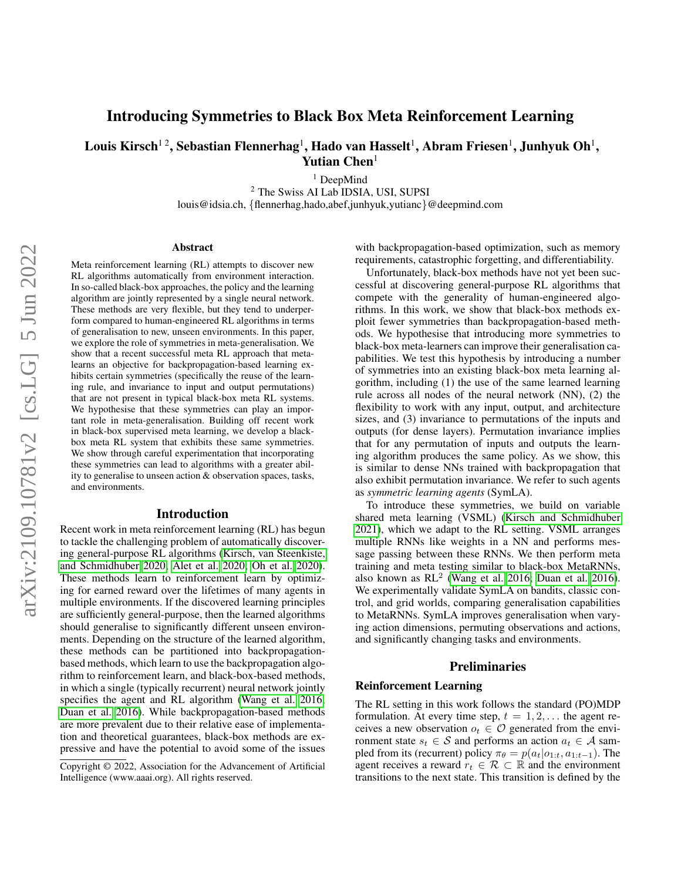# Introducing Symmetries to Black Box Meta Reinforcement Learning

**Louis Kirsch[1 2], Sebastian Flennerhag[1], Hado van Hasselt[1], Abram Friesen[1], Junhyuk Oh[1], Yutian Chen[1]**

[1] DeepMind
[2] The Swiss AI Lab IDSIA, USI, SUPSI
louis@idsia.ch, {flennerhag,hado,abef,junhyuk,yutianc}@deepmind.com

## Abstract

Meta reinforcement learning (RL) attempts to discover new RL algorithms automatically from environment interaction. In so-called black-box approaches, the policy and the learning algorithm are jointly represented by a single neural network. These methods are very flexible, but they tend to underperform compared to human-engineered RL algorithms in terms of generalisation to new, unseen environments. In this paper, we explore the role of symmetries in meta-generalisation. We show that a recent successful meta RL approach that meta-learns an objective for backpropagation-based learning exhibits certain symmetries (specifically the reuse of the learning rule, and invariance to input and output permutations) that are not present in typical black-box meta RL systems. We hypothesise that these symmetries can play an important role in meta-generalisation. Building off recent work in black-box supervised meta learning, we develop a black-box meta RL system that exhibits these same symmetries. We show through careful experimentation that incorporating these symmetries can lead to algorithms with a greater ability to generalise to unseen action & observation spaces, tasks, and environments.

## Introduction

Recent work in meta reinforcement learning (RL) has begun to tackle the challenging problem of automatically discovering general-purpose RL algorithms (Kirsch, van Steenkiste, and Schmidhuber 2020; Alet et al. 2020; Oh et al. 2020). These methods learn to reinforcement learn by optimizing for earned reward over the lifetimes of many agents in multiple environments. If the discovered learning principles are sufficiently general-purpose, then the learned algorithms should generalise to significantly different unseen environments. Depending on the structure of the learned algorithm, these methods can be partitioned into backpropagation-based methods, which learn to use the backpropagation algorithm to reinforcement learn, and black-box-based methods, in which a single (typically recurrent) neural network jointly specifies the agent and RL algorithm (Wang et al. 2016; Duan et al. 2016). While backpropagation-based methods are more prevalent due to their relative ease of implementation and theoretical guarantees, black-box methods are expressive and have the potential to avoid some of the issues with backpropagation-based optimization, such as memory requirements, catastrophic forgetting, and differentiability.

Unfortunately, black-box methods have not yet been successful at discovering general-purpose RL algorithms that compete with the generality of human-engineered algorithms. In this work, we show that black-box methods exploit fewer symmetries than backpropagation-based methods. We hypothesise that introducing more symmetries to black-box meta-learners can improve their generalisation capabilities. We test this hypothesis by introducing a number of symmetries into an existing black-box meta learning algorithm, including (1) the use of the same learned learning rule across all nodes of the neural network (NN), (2) the flexibility to work with any input, output, and architecture sizes, and (3) invariance to permutations of the inputs and outputs (for dense layers). Permutation invariance implies that for any permutation of inputs and outputs the learning algorithm produces the same policy. As we show, this is similar to dense NNs trained with backpropagation that also exhibit permutation invariance. We refer to such agents as *symmetric learning agents* (SymLA).

To introduce these symmetries, we build on variable shared meta learning (VSML) (Kirsch and Schmidhuber 2021), which we adapt to the RL setting. VSML arranges multiple RNNs like weights in a NN and performs message passing between these RNNs. We then perform meta training and meta testing similar to black-box MetaRNNs, also known as RL$^2$ (Wang et al. 2016; Duan et al. 2016). We experimentally validate SymLA on bandits, classic control, and grid worlds, comparing generalisation capabilities to MetaRNNs. SymLA improves generalisation when varying action dimensions, permuting observations and actions, and significantly changing tasks and environments.

## Preliminaries

### Reinforcement Learning

The RL setting in this work follows the standard (PO)MDP formulation. At every time step, $t = 1, 2, \ldots$ the agent receives a new observation $o_t \in \mathcal{O}$ generated from the environment state $s_t \in \mathcal{S}$ and performs an action $a_t \in \mathcal{A}$ sampled from its (recurrent) policy $\pi_\theta = p(a_t|o_{1:t}, a_{1:t-1})$. The agent receives a reward $r_t \in \mathcal{R} \subset \mathbb{R}$ and the environment transitions to the next state. This transition is defined by the

Copyright © 2022, Association for the Advancement of Artificial Intelligence (www.aaai.org). All rights reserved.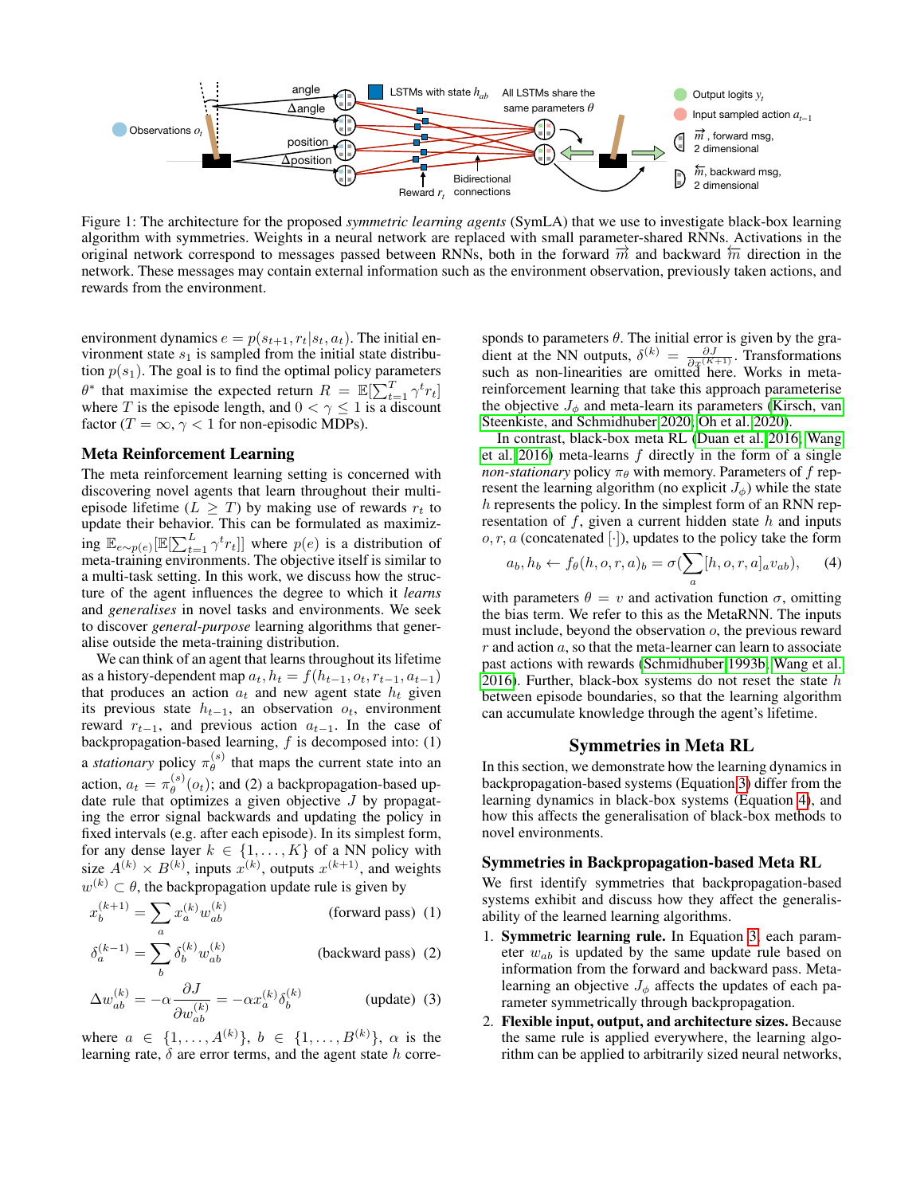Figure 1: The architecture for the proposed *symmetric learning agents* (SymLA) that we use to investigate black-box learning algorithm with symmetries. Weights in a neural network are replaced with small parameter-shared RNNs. Activations in the original network correspond to messages passed between RNNs, both in the forward $\overrightarrow{m}$ and backward $\overleftarrow{m}$ direction in the network. These messages may contain external information such as the environment observation, previously taken actions, and rewards from the environment.

environment dynamics $e = p(s_{t+1}, r_t | s_t, a_t)$. The initial environment state $s_1$ is sampled from the initial state distribution $p(s_1)$. The goal is to find the optimal policy parameters $\theta^*$ that maximise the expected return $R = \mathbb{E}[\sum_{t=1}^{T} \gamma^t r_t]$ where $T$ is the episode length, and $0 < \gamma \leq 1$ is a discount factor ($T = \infty, \gamma < 1$ for non-episodic MDPs).

### Meta Reinforcement Learning

The meta reinforcement learning setting is concerned with discovering novel agents that learn throughout their multi-episode lifetime ($L \geq T$) by making use of rewards $r_t$ to update their behavior. This can be formulated as maximizing $\mathbb{E}_{e \sim p(e)}[\mathbb{E}[\sum_{t=1}^{L} \gamma^t r_t]]$ where $p(e)$ is a distribution of meta-training environments. The objective itself is similar to a multi-task setting. In this work, we discuss how the structure of the agent influences the degree to which it *learns* and *generalises* in novel tasks and environments. We seek to discover *general-purpose* learning algorithms that generalise outside the meta-training distribution.

We can think of an agent that learns throughout its lifetime as a history-dependent map $a_t, h_t = f(h_{t-1}, o_t, r_{t-1}, a_{t-1})$ that produces an action $a_t$ and new agent state $h_t$ given its previous state $h_{t-1}$, an observation $o_t$, environment reward $r_{t-1}$, and previous action $a_{t-1}$. In the case of backpropagation-based learning, $f$ is decomposed into: (1) a *stationary* policy $\pi_\theta^{(s)}$ that maps the current state into an action, $a_t = \pi_\theta^{(s)}(o_t)$; and (2) a backpropagation-based update rule that optimizes a given objective $J$ by propagating the error signal backwards and updating the policy in fixed intervals (e.g. after each episode). In its simplest form, for any dense layer $k \in \{1, \ldots, K\}$ of a NN policy with size $A^{(k)} \times B^{(k)}$, inputs $x^{(k)}$, outputs $x^{(k+1)}$, and weights $w^{(k)} \subset \theta$, the backpropagation update rule is given by

$$x_b^{(k+1)} = \sum_a x_a^{(k)} w_{ab}^{(k)} \qquad \text{(forward pass)} \quad (1)$$

$$\delta_a^{(k-1)} = \sum_b \delta_b^{(k)} w_{ab}^{(k)} \qquad \text{(backward pass)} \quad (2)$$

$$\Delta w_{ab}^{(k)} = -\alpha \frac{\partial J}{\partial w_{ab}^{(k)}} = -\alpha x_a^{(k)} \delta_b^{(k)} \qquad \text{(update)} \quad (3)$$

where $a \in \{1, \ldots, A^{(k)}\}$, $b \in \{1, \ldots, B^{(k)}\}$, $\alpha$ is the learning rate, $\delta$ are error terms, and the agent state $h$ corresponds to parameters $\theta$. The initial error is given by the gradient at the NN outputs, $\delta^{(k)} = \frac{\partial J}{\partial x^{(K+1)}}$. Transformations such as non-linearities are omitted here. Works in meta-reinforcement learning that take this approach parameterise the objective $J_\phi$ and meta-learn its parameters (Kirsch, van Steenkiste, and Schmidhuber 2020; Oh et al. 2020).

In contrast, black-box meta RL (Duan et al. 2016; Wang et al. 2016) meta-learns $f$ directly in the form of a single *non-stationary* policy $\pi_\theta$ with memory. Parameters of $f$ represent the learning algorithm (no explicit $J_\phi$) while the state $h$ represents the policy. In the simplest form of an RNN representation of $f$, given a current hidden state $h$ and inputs $o, r, a$ (concatenated $[\cdot]$), updates to the policy take the form

$$a_b, h_b \leftarrow f_\theta(h, o, r, a)_b = \sigma(\sum_a [h, o, r, a]_a v_{ab}), \qquad (4)$$

with parameters $\theta = v$ and activation function $\sigma$, omitting the bias term. We refer to this as the MetaRNN. The inputs must include, beyond the observation $o$, the previous reward $r$ and action $a$, so that the meta-learner can learn to associate past actions with rewards (Schmidhuber 1993b; Wang et al. 2016). Further, black-box systems do not reset the state $h$ between episode boundaries, so that the learning algorithm can accumulate knowledge through the agent's lifetime.

## Symmetries in Meta RL

In this section, we demonstrate how the learning dynamics in backpropagation-based systems (Equation 3) differ from the learning dynamics in black-box systems (Equation 4), and how this affects the generalisation of black-box methods to novel environments.

### Symmetries in Backpropagation-based Meta RL

We first identify symmetries that backpropagation-based systems exhibit and discuss how they affect the generalisability of the learned learning algorithms.

1. **Symmetric learning rule.** In Equation 3, each parameter $w_{ab}$ is updated by the same update rule based on information from the forward and backward pass. Meta-learning an objective $J_\phi$ affects the updates of each parameter symmetrically through backpropagation.
2. **Flexible input, output, and architecture sizes.** Because the same rule is applied everywhere, the learning algorithm can be applied to arbitrarily sized neural networks,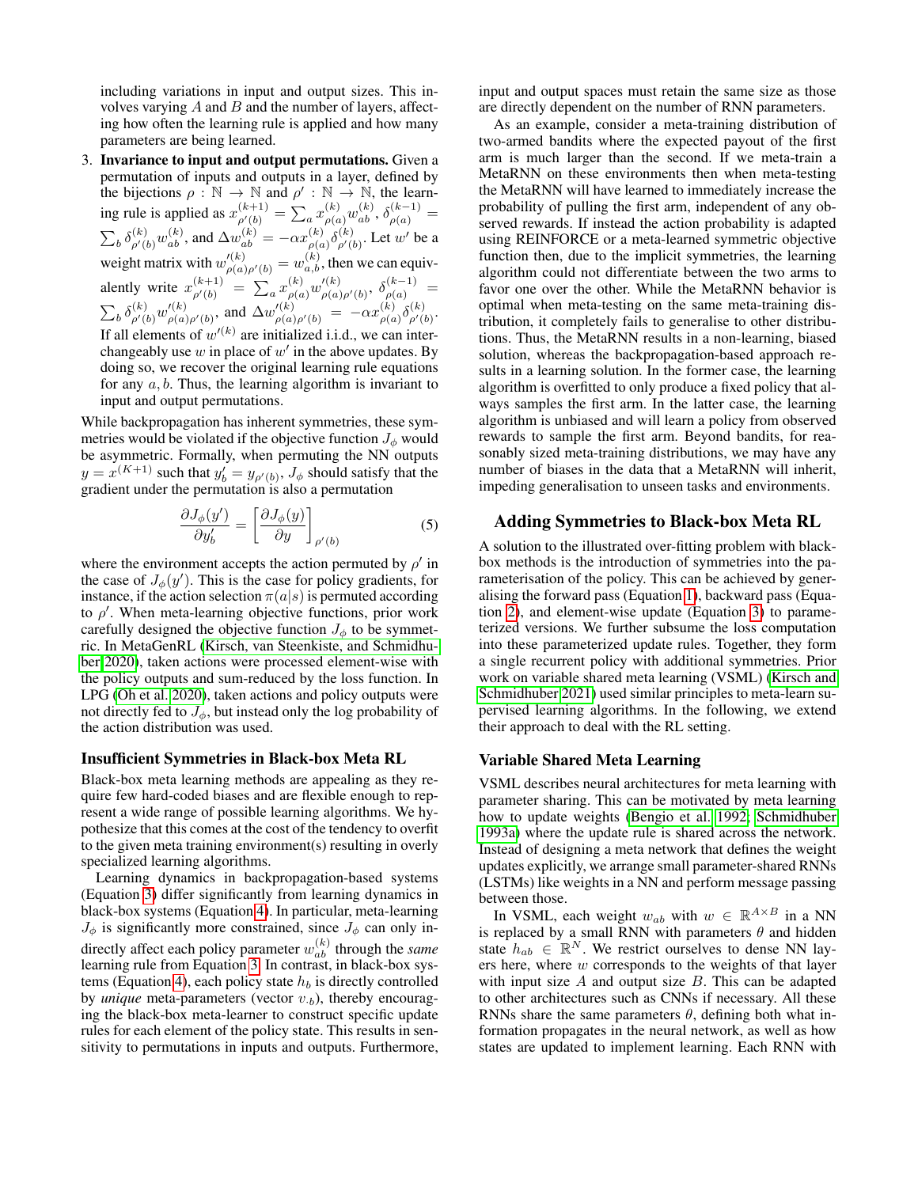including variations in input and output sizes. This involves varying $A$ and $B$ and the number of layers, affecting how often the learning rule is applied and how many parameters are being learned.

3. **Invariance to input and output permutations.** Given a permutation of inputs and outputs in a layer, defined by the bijections $\rho : \mathbb{N} \to \mathbb{N}$ and $\rho' : \mathbb{N} \to \mathbb{N}$, the learning rule is applied as $x^{(k+1)}_{\rho'(b)} = \sum_a x^{(k)}_{\rho(a)} w^{(k)}_{ab}$, $\delta^{(k-1)}_{\rho(a)} = \sum_b \delta^{(k)}_{\rho'(b)} w^{(k)}_{ab}$, and $\Delta w^{(k)}_{ab} = -\alpha x^{(k)}_{\rho(a)} \delta^{(k)}_{\rho'(b)}$. Let $w'$ be a weight matrix with $w'^{(k)}_{\rho(a)\rho'(b)} = w^{(k)}_{a,b}$, then we can equivalently write $x^{(k+1)}_{\rho'(b)} = \sum_a x^{(k)}_{\rho(a)} w'^{(k)}_{\rho(a)\rho'(b)}$, $\delta^{(k-1)}_{\rho(a)} = \sum_b \delta^{(k)}_{\rho'(b)} w'^{(k)}_{\rho(a)\rho'(b)}$, and $\Delta w'^{(k)}_{\rho(a)\rho'(b)} = -\alpha x^{(k)}_{\rho(a)} \delta^{(k)}_{\rho'(b)}$. If all elements of $w'^{(k)}$ are initialized i.i.d., we can interchangeably use $w$ in place of $w'$ in the above updates. By doing so, we recover the original learning rule equations for any $a, b$. Thus, the learning algorithm is invariant to input and output permutations.

While backpropagation has inherent symmetries, these symmetries would be violated if the objective function $J_\phi$ would be asymmetric. Formally, when permuting the NN outputs $y = x^{(K+1)}$ such that $y'_b = y_{\rho'(b)}$, $J_\phi$ should satisfy that the gradient under the permutation is also a permutation

$$
\frac{\partial J_\phi(y')}{\partial y'_b} = \left[\frac{\partial J_\phi(y)}{\partial y}\right]_{\rho'(b)} \tag{5}
$$

where the environment accepts the action permuted by $\rho'$ in the case of $J_\phi(y')$. This is the case for policy gradients, for instance, if the action selection $\pi(a|s)$ is permuted according to $\rho'$. When meta-learning objective functions, prior work carefully designed the objective function $J_\phi$ to be symmetric. In MetaGenRL (Kirsch, van Steenkiste, and Schmidhuber 2020), taken actions were processed element-wise with the policy outputs and sum-reduced by the loss function. In LPG (Oh et al. 2020), taken actions and policy outputs were not directly fed to $J_\phi$, but instead only the log probability of the action distribution was used.

### Insufficient Symmetries in Black-box Meta RL

Black-box meta learning methods are appealing as they require few hard-coded biases and are flexible enough to represent a wide range of possible learning algorithms. We hypothesize that this comes at the cost of the tendency to overfit to the given meta training environment(s) resulting in overly specialized learning algorithms.

Learning dynamics in backpropagation-based systems (Equation 3) differ significantly from learning dynamics in black-box systems (Equation 4). In particular, meta-learning $J_\phi$ is significantly more constrained, since $J_\phi$ can only indirectly affect each policy parameter $w^{(k)}_{ab}$ through the *same* learning rule from Equation 3. In contrast, in black-box systems (Equation 4), each policy state $h_b$ is directly controlled by *unique* meta-parameters (vector $v_{\cdot b}$), thereby encouraging the black-box meta-learner to construct specific update rules for each element of the policy state. This results in sensitivity to permutations in inputs and outputs. Furthermore, input and output spaces must retain the same size as those are directly dependent on the number of RNN parameters.

As an example, consider a meta-training distribution of two-armed bandits where the expected payout of the first arm is much larger than the second. If we meta-train a MetaRNN on these environments then when meta-testing the MetaRNN will have learned to immediately increase the probability of pulling the first arm, independent of any observed rewards. If instead the action probability is adapted using REINFORCE or a meta-learned symmetric objective function then, due to the implicit symmetries, the learning algorithm could not differentiate between the two arms to favor one over the other. While the MetaRNN behavior is optimal when meta-testing on the same meta-training distribution, it completely fails to generalise to other distributions. Thus, the MetaRNN results in a non-learning, biased solution, whereas the backpropagation-based approach results in a learning solution. In the former case, the learning algorithm is overfitted to only produce a fixed policy that always samples the first arm. In the latter case, the learning algorithm is unbiased and will learn a policy from observed rewards to sample the first arm. Beyond bandits, for reasonably sized meta-training distributions, we may have any number of biases in the data that a MetaRNN will inherit, impeding generalisation to unseen tasks and environments.

## Adding Symmetries to Black-box Meta RL

A solution to the illustrated over-fitting problem with black-box methods is the introduction of symmetries into the parameterisation of the policy. This can be achieved by generalising the forward pass (Equation 1), backward pass (Equation 2), and element-wise update (Equation 3) to parameterized versions. We further subsume the loss computation into these parameterized update rules. Together, they form a single recurrent policy with additional symmetries. Prior work on variable shared meta learning (VSML) (Kirsch and Schmidhuber 2021) used similar principles to meta-learn supervised learning algorithms. In the following, we extend their approach to deal with the RL setting.

### Variable Shared Meta Learning

VSML describes neural architectures for meta learning with parameter sharing. This can be motivated by meta learning how to update weights (Bengio et al. 1992; Schmidhuber 1993a) where the update rule is shared across the network. Instead of designing a meta network that defines the weight updates explicitly, we arrange small parameter-shared RNNs (LSTMs) like weights in a NN and perform message passing between those.

In VSML, each weight $w_{ab}$ with $w \in \mathbb{R}^{A \times B}$ in a NN is replaced by a small RNN with parameters $\theta$ and hidden state $h_{ab} \in \mathbb{R}^N$. We restrict ourselves to dense NN layers here, where $w$ corresponds to the weights of that layer with input size $A$ and output size $B$. This can be adapted to other architectures such as CNNs if necessary. All these RNNs share the same parameters $\theta$, defining both what information propagates in the neural network, as well as how states are updated to implement learning. Each RNN with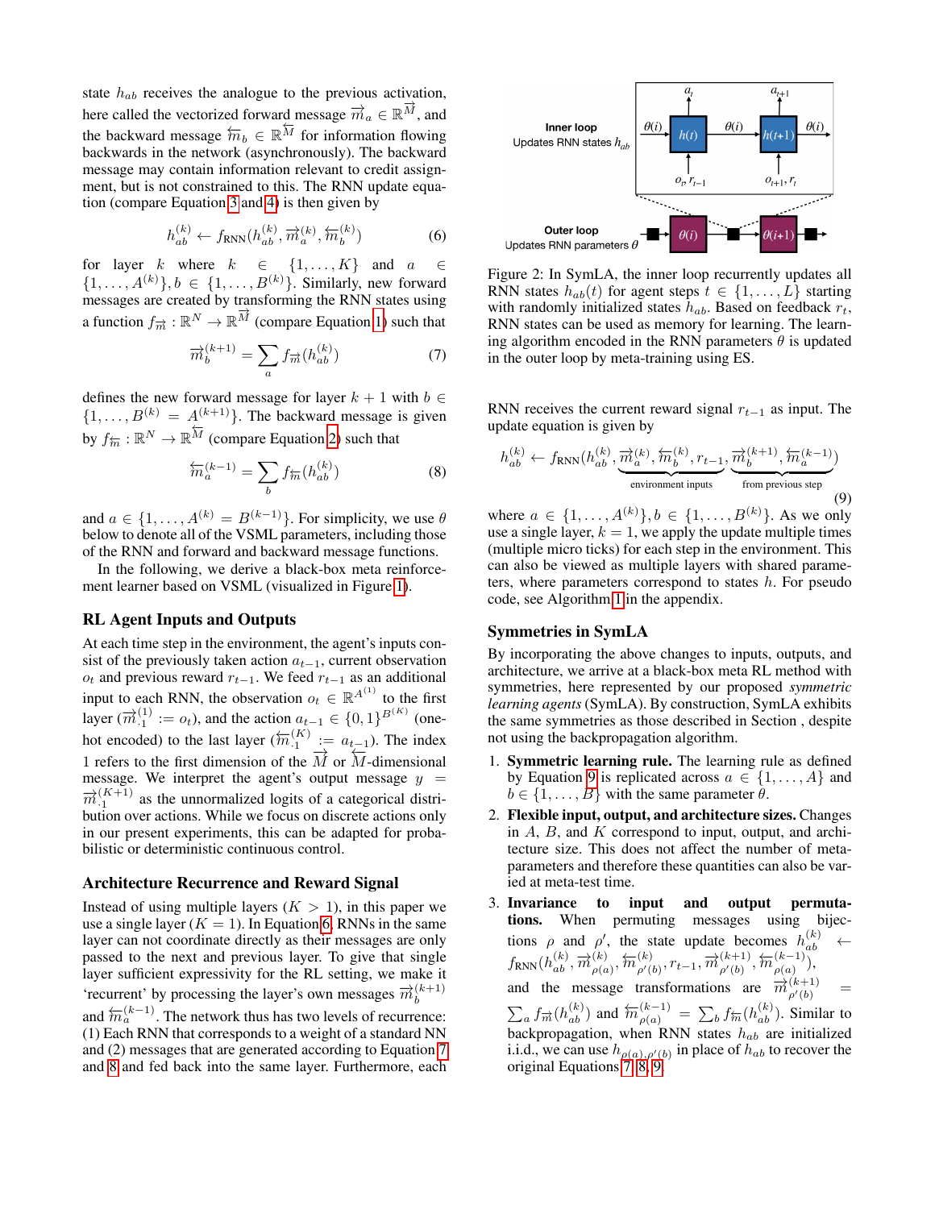state $h_{ab}$ receives the analogue to the previous activation, here called the vectorized forward message $\overrightarrow{m}_a \in \mathbb{R}^{\overrightarrow{M}}$, and the backward message $\overleftarrow{m}_b \in \mathbb{R}^{\overleftarrow{M}}$ for information flowing backwards in the network (asynchronously). The backward message may contain information relevant to credit assignment, but is not constrained to this. The RNN update equation (compare Equation 3 and 4) is then given by

$$h_{ab}^{(k)} \leftarrow f_{\text{RNN}}(h_{ab}^{(k)}, \overrightarrow{m}_a^{(k)}, \overleftarrow{m}_b^{(k)}) \tag{6}$$

for layer $k$ where $k \in \{1, \dots, K\}$ and $a \in \{1, \dots, A^{(k)}\}, b \in \{1, \dots, B^{(k)}\}$. Similarly, new forward messages are created by transforming the RNN states using a function $f_{\overrightarrow{m}} : \mathbb{R}^N \to \mathbb{R}^{\overrightarrow{M}}$ (compare Equation 1) such that

$$\overrightarrow{m}_b^{(k+1)} = \sum_a f_{\overrightarrow{m}}(h_{ab}^{(k)}) \tag{7}$$

defines the new forward message for layer $k+1$ with $b \in \{1, \dots, B^{(k)} = A^{(k+1)}\}$. The backward message is given by $f_{\overleftarrow{m}} : \mathbb{R}^N \to \mathbb{R}^{\overleftarrow{M}}$ (compare Equation 2) such that

$$\overleftarrow{m}_a^{(k-1)} = \sum_b f_{\overleftarrow{m}}(h_{ab}^{(k)}) \tag{8}$$

and $a \in \{1, \dots, A^{(k)} = B^{(k-1)}\}$. For simplicity, we use $\theta$ below to denote all of the VSML parameters, including those of the RNN and forward and backward message functions.

In the following, we derive a black-box meta reinforcement learner based on VSML (visualized in Figure 1).

### RL Agent Inputs and Outputs

At each time step in the environment, the agent's inputs consist of the previously taken action $a_{t-1}$, current observation $o_t$ and previous reward $r_{t-1}$. We feed $r_{t-1}$ as an additional input to each RNN, the observation $o_t \in \mathbb{R}^{A^{(1)}}$ to the first layer ($\overrightarrow{m}_{\cdot 1}^{(1)} := o_t$), and the action $a_{t-1} \in \{0, 1\}^{B^{(K)}}$ (one-hot encoded) to the last layer ($\overleftarrow{m}_{\cdot 1}^{(K)} := a_{t-1}$). The index 1 refers to the first dimension of the $\overrightarrow{M}$ or $\overleftarrow{M}$-dimensional message. We interpret the agent's output message $y = \overrightarrow{m}_{\cdot 1}^{(K+1)}$ as the unnormalized logits of a categorical distribution over actions. While we focus on discrete actions only in our present experiments, this can be adapted for probabilistic or deterministic continuous control.

### Architecture Recurrence and Reward Signal

Instead of using multiple layers ($K > 1$), in this paper we use a single layer ($K = 1$). In Equation 6, RNNs in the same layer can not coordinate directly as their messages are only passed to the next and previous layer. To give that single layer sufficient expressivity for the RL setting, we make it 'recurrent' by processing the layer's own messages $\overrightarrow{m}_b^{(k+1)}$ and $\overleftarrow{m}_a^{(k-1)}$. The network thus has two levels of recurrence: (1) Each RNN that corresponds to a weight of a standard NN and (2) messages that are generated according to Equation 7 and 8 and fed back into the same layer. Furthermore, each RNN receives the current reward signal $r_{t-1}$ as input. The update equation is given by

$$h_{ab}^{(k)} \leftarrow f_{\text{RNN}}(h_{ab}^{(k)}, \underbrace{\overrightarrow{m}_a^{(k)}, \overleftarrow{m}_b^{(k)}, r_{t-1}}_{\text{environment inputs}}, \underbrace{\overrightarrow{m}_b^{(k+1)}, \overleftarrow{m}_a^{(k-1)}}_{\text{from previous step}}) \tag{9}$$

where $a \in \{1, \dots, A^{(k)}\}, b \in \{1, \dots, B^{(k)}\}$. As we only use a single layer, $k = 1$, we apply the update multiple times (multiple micro ticks) for each step in the environment. This can also be viewed as multiple layers with shared parameters, where parameters correspond to states $h$. For pseudo code, see Algorithm 1 in the appendix.

Figure 2: In SymLA, the inner loop recurrently updates all RNN states $h_{ab}(t)$ for agent steps $t \in \{1, \dots, L\}$ starting with randomly initialized states $h_{ab}$. Based on feedback $r_t$, RNN states can be used as memory for learning. The learning algorithm encoded in the RNN parameters $\theta$ is updated in the outer loop by meta-training using ES.

### Symmetries in SymLA

By incorporating the above changes to inputs, outputs, and architecture, we arrive at a black-box meta RL method with symmetries, here represented by our proposed *symmetric learning agents* (SymLA). By construction, SymLA exhibits the same symmetries as those described in Section , despite not using the backpropagation algorithm.

1. **Symmetric learning rule.** The learning rule as defined by Equation 9 is replicated across $a \in \{1, \dots, A\}$ and $b \in \{1, \dots, B\}$ with the same parameter $\theta$.
2. **Flexible input, output, and architecture sizes.** Changes in $A$, $B$, and $K$ correspond to input, output, and architecture size. This does not affect the number of meta-parameters and therefore these quantities can also be varied at meta-test time.
3. **Invariance to input and output permutations.** When permuting messages using bijections $\rho$ and $\rho'$, the state update becomes $h_{ab}^{(k)} \leftarrow f_{\text{RNN}}(h_{ab}^{(k)}, \overrightarrow{m}_{\rho(a)}^{(k)}, \overleftarrow{m}_{\rho'(b)}^{(k)}, r_{t-1}, \overrightarrow{m}_{\rho'(b)}^{(k+1)}, \overleftarrow{m}_{\rho(a)}^{(k-1)})$, and the message transformations are $\overrightarrow{m}_{\rho'(b)}^{(k+1)} = \sum_a f_{\overrightarrow{m}}(h_{ab}^{(k)})$ and $\overleftarrow{m}_{\rho(a)}^{(k-1)} = \sum_b f_{\overleftarrow{m}}(h_{ab}^{(k)})$. Similar to backpropagation, when RNN states $h_{ab}$ are initialized i.i.d., we can use $h_{\rho(a),\rho'(b)}$ in place of $h_{ab}$ to recover the original Equations 7, 8, 9.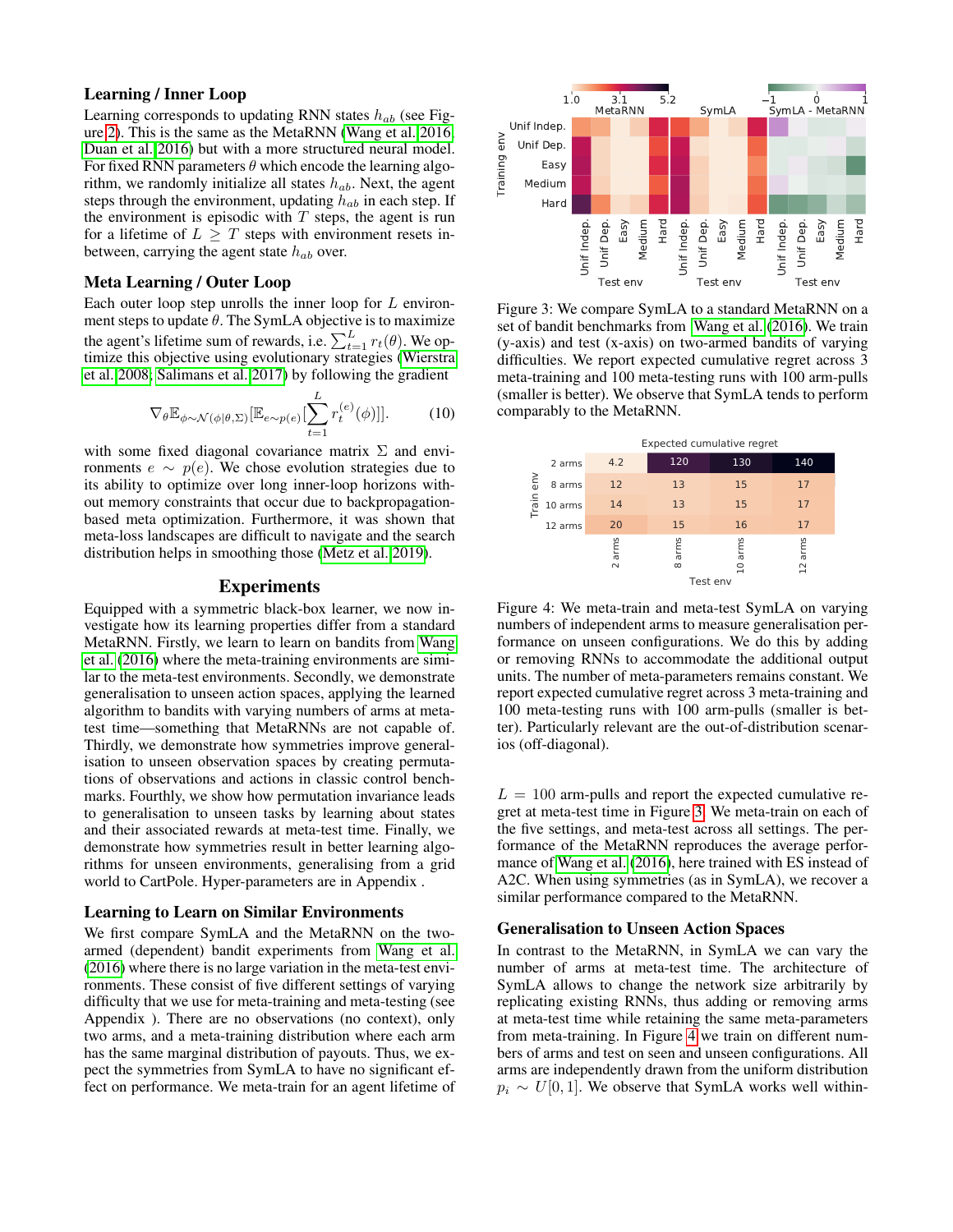### Learning / Inner Loop

Learning corresponds to updating RNN states $h_{ab}$ (see Figure 2). This is the same as the MetaRNN (Wang et al. 2016; Duan et al. 2016) but with a more structured neural model. For fixed RNN parameters $\theta$ which encode the learning algorithm, we randomly initialize all states $h_{ab}$. Next, the agent steps through the environment, updating $h_{ab}$ in each step. If the environment is episodic with $T$ steps, the agent is run for a lifetime of $L \geq T$ steps with environment resets in-between, carrying the agent state $h_{ab}$ over.

### Meta Learning / Outer Loop

Each outer loop step unrolls the inner loop for $L$ environment steps to update $\theta$. The SymLA objective is to maximize the agent's lifetime sum of rewards, i.e. $\sum_{t=1}^{L} r_t(\theta)$. We optimize this objective using evolutionary strategies (Wierstra et al. 2008; Salimans et al. 2017) by following the gradient

$$\nabla_\theta \mathbb{E}_{\phi \sim \mathcal{N}(\phi|\theta,\Sigma)}[\mathbb{E}_{e \sim p(e)}[\sum_{t=1}^{L} r_t^{(e)}(\phi)]]. \tag{10}$$

with some fixed diagonal covariance matrix $\Sigma$ and environments $e \sim p(e)$. We chose evolution strategies due to its ability to optimize over long inner-loop horizons without memory constraints that occur due to backpropagation-based meta optimization. Furthermore, it was shown that meta-loss landscapes are difficult to navigate and the search distribution helps in smoothing those (Metz et al. 2019).

## Experiments

Equipped with a symmetric black-box learner, we now investigate how its learning properties differ from a standard MetaRNN. Firstly, we learn to learn on bandits from Wang et al. (2016) where the meta-training environments are similar to the meta-test environments. Secondly, we demonstrate generalisation to unseen action spaces, applying the learned algorithm to bandits with varying numbers of arms at meta-test time—something that MetaRNNs are not capable of. Thirdly, we demonstrate how symmetries improve generalisation to unseen observation spaces by creating permutations of observations and actions in classic control benchmarks. Fourthly, we show how permutation invariance leads to generalisation to unseen tasks by learning about states and their associated rewards at meta-test time. Finally, we demonstrate how symmetries result in better learning algorithms for unseen environments, generalising from a grid world to CartPole. Hyper-parameters are in Appendix .

### Learning to Learn on Similar Environments

We first compare SymLA and the MetaRNN on the two-armed (dependent) bandit experiments from Wang et al. (2016) where there is no large variation in the meta-test environments. These consist of five different settings of varying difficulty that we use for meta-training and meta-testing (see Appendix ). There are no observations (no context), only two arms, and a meta-training distribution where each arm has the same marginal distribution of payouts. Thus, we expect the symmetries from SymLA to have no significant effect on performance. We meta-train for an agent lifetime of $L = 100$ arm-pulls and report the expected cumulative regret at meta-test time in Figure 3. We meta-train on each of the five settings, and meta-test across all settings. The performance of the MetaRNN reproduces the average performance of Wang et al. (2016), here trained with ES instead of A2C. When using symmetries (as in SymLA), we recover a similar performance compared to the MetaRNN.

Figure 3: We compare SymLA to a standard MetaRNN on a set of bandit benchmarks from Wang et al. (2016). We train (y-axis) and test (x-axis) on two-armed bandits of varying difficulties. We report expected cumulative regret across 3 meta-training and 100 meta-testing runs with 100 arm-pulls (smaller is better). We observe that SymLA tends to perform comparably to the MetaRNN.

Expected cumulative regret

| Train env \ Test env | 2 arms | 8 arms | 10 arms | 12 arms |
|---|---|---|---|---|
| 2 arms | 4.2 | 120 | 130 | 140 |
| 8 arms | 12 | 13 | 15 | 17 |
| 10 arms | 14 | 13 | 15 | 17 |
| 12 arms | 20 | 15 | 16 | 17 |

Figure 4: We meta-train and meta-test SymLA on varying numbers of independent arms to measure generalisation performance on unseen configurations. We do this by adding or removing RNNs to accommodate the additional output units. The number of meta-parameters remains constant. We report expected cumulative regret across 3 meta-training and 100 meta-testing runs with 100 arm-pulls (smaller is better). Particularly relevant are the out-of-distribution scenarios (off-diagonal).

### Generalisation to Unseen Action Spaces

In contrast to the MetaRNN, in SymLA we can vary the number of arms at meta-test time. The architecture of SymLA allows to change the network size arbitrarily by replicating existing RNNs, thus adding or removing arms at meta-test time while retaining the same meta-parameters from meta-training. In Figure 4 we train on different numbers of arms and test on seen and unseen configurations. All arms are independently drawn from the uniform distribution $p_i \sim U[0, 1]$. We observe that SymLA works well within-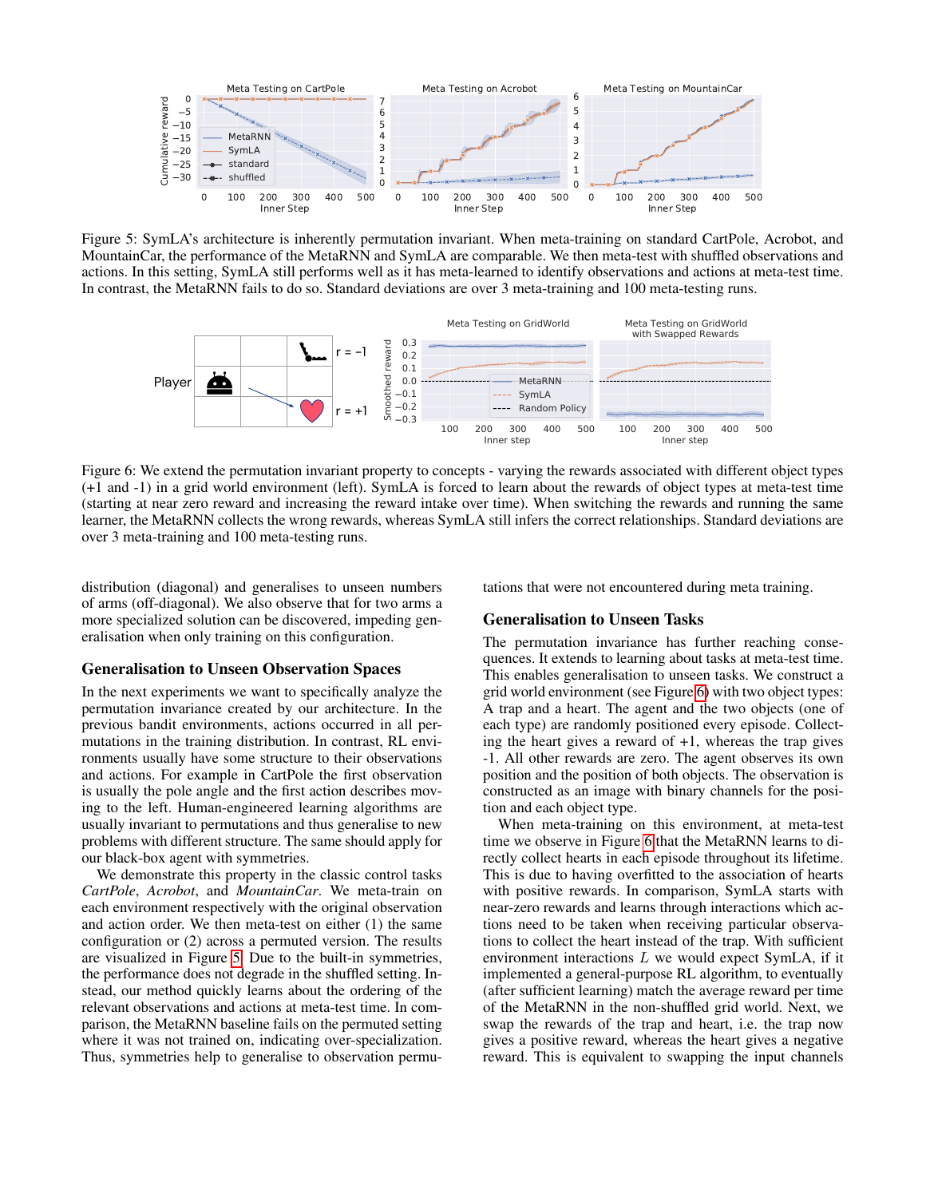Figure 5: SymLA's architecture is inherently permutation invariant. When meta-training on standard CartPole, Acrobot, and MountainCar, the performance of the MetaRNN and SymLA are comparable. We then meta-test with shuffled observations and actions. In this setting, SymLA still performs well as it has meta-learned to identify observations and actions at meta-test time. In contrast, the MetaRNN fails to do so. Standard deviations are over 3 meta-training and 100 meta-testing runs.

Figure 6: We extend the permutation invariant property to concepts - varying the rewards associated with different object types (+1 and -1) in a grid world environment (left). SymLA is forced to learn about the rewards of object types at meta-test time (starting at near zero reward and increasing the reward intake over time). When switching the rewards and running the same learner, the MetaRNN collects the wrong rewards, whereas SymLA still infers the correct relationships. Standard deviations are over 3 meta-training and 100 meta-testing runs.

distribution (diagonal) and generalises to unseen numbers of arms (off-diagonal). We also observe that for two arms a more specialized solution can be discovered, impeding generalisation when only training on this configuration.

## Generalisation to Unseen Observation Spaces

In the next experiments we want to specifically analyze the permutation invariance created by our architecture. In the previous bandit environments, actions occurred in all permutations in the training distribution. In contrast, RL environments usually have some structure to their observations and actions. For example in CartPole the first observation is usually the pole angle and the first action describes moving to the left. Human-engineered learning algorithms are usually invariant to permutations and thus generalise to new problems with different structure. The same should apply for our black-box agent with symmetries.

We demonstrate this property in the classic control tasks *CartPole*, *Acrobot*, and *MountainCar*. We meta-train on each environment respectively with the original observation and action order. We then meta-test on either (1) the same configuration or (2) across a permuted version. The results are visualized in Figure 5. Due to the built-in symmetries, the performance does not degrade in the shuffled setting. Instead, our method quickly learns about the ordering of the relevant observations and actions at meta-test time. In comparison, the MetaRNN baseline fails on the permuted setting where it was not trained on, indicating over-specialization. Thus, symmetries help to generalise to observation permutations that were not encountered during meta training.

## Generalisation to Unseen Tasks

The permutation invariance has further reaching consequences. It extends to learning about tasks at meta-test time. This enables generalisation to unseen tasks. We construct a grid world environment (see Figure 6) with two object types: A trap and a heart. The agent and the two objects (one of each type) are randomly positioned every episode. Collecting the heart gives a reward of +1, whereas the trap gives -1. All other rewards are zero. The agent observes its own position and the position of both objects. The observation is constructed as an image with binary channels for the position and each object type.

When meta-training on this environment, at meta-test time we observe in Figure 6 that the MetaRNN learns to directly collect hearts in each episode throughout its lifetime. This is due to having overfitted to the association of hearts with positive rewards. In comparison, SymLA starts with near-zero rewards and learns through interactions which actions need to be taken when receiving particular observations to collect the heart instead of the trap. With sufficient environment interactions $L$ we would expect SymLA, if it implemented a general-purpose RL algorithm, to eventually (after sufficient learning) match the average reward per time of the MetaRNN in the non-shuffled grid world. Next, we swap the rewards of the trap and heart, i.e. the trap now gives a positive reward, whereas the heart gives a negative reward. This is equivalent to swapping the input channels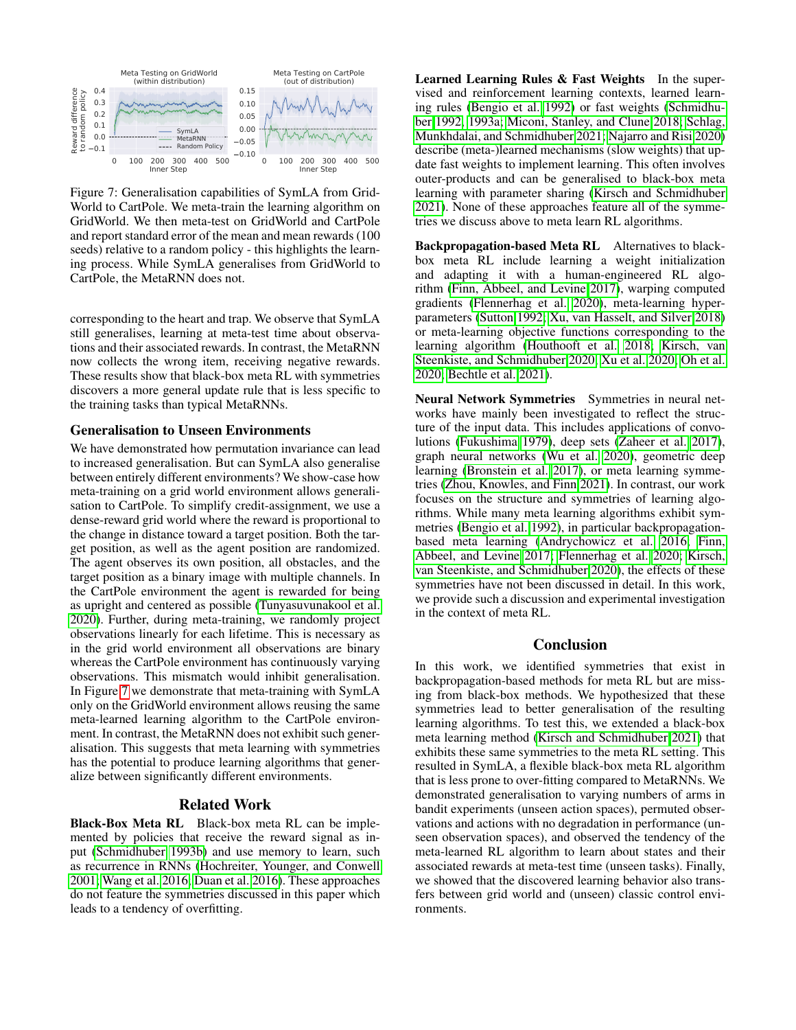Figure 7: Generalisation capabilities of SymLA from GridWorld to CartPole. We meta-train the learning algorithm on GridWorld. We then meta-test on GridWorld and CartPole and report standard error of the mean and mean rewards (100 seeds) relative to a random policy - this highlights the learning process. While SymLA generalises from GridWorld to CartPole, the MetaRNN does not.

corresponding to the heart and trap. We observe that SymLA still generalises, learning at meta-test time about observations and their associated rewards. In contrast, the MetaRNN now collects the wrong item, receiving negative rewards. These results show that black-box meta RL with symmetries discovers a more general update rule that is less specific to the training tasks than typical MetaRNNs.

### Generalisation to Unseen Environments

We have demonstrated how permutation invariance can lead to increased generalisation. But can SymLA also generalise between entirely different environments? We show-case how meta-training on a grid world environment allows generalisation to CartPole. To simplify credit-assignment, we use a dense-reward grid world where the reward is proportional to the change in distance toward a target position. Both the target position, as well as the agent position are randomized. The agent observes its own position, all obstacles, and the target position as a binary image with multiple channels. In the CartPole environment the agent is rewarded for being as upright and centered as possible (Tunyasuvunakool et al. 2020). Further, during meta-training, we randomly project observations linearly for each lifetime. This is necessary as in the grid world environment all observations are binary whereas the CartPole environment has continuously varying observations. This mismatch would inhibit generalisation. In Figure 7 we demonstrate that meta-training with SymLA only on the GridWorld environment allows reusing the same meta-learned learning algorithm to the CartPole environment. In contrast, the MetaRNN does not exhibit such generalisation. This suggests that meta learning with symmetries has the potential to produce learning algorithms that generalize between significantly different environments.

## Related Work

**Black-Box Meta RL** Black-box meta RL can be implemented by policies that receive the reward signal as input (Schmidhuber 1993b) and use memory to learn, such as recurrence in RNNs (Hochreiter, Younger, and Conwell 2001; Wang et al. 2016; Duan et al. 2016). These approaches do not feature the symmetries discussed in this paper which leads to a tendency of overfitting.

**Learned Learning Rules & Fast Weights** In the supervised and reinforcement learning contexts, learned learning rules (Bengio et al. 1992) or fast weights (Schmidhuber 1992, 1993a; Miconi, Stanley, and Clune 2018; Schlag, Munkhdalai, and Schmidhuber 2021; Najarro and Risi 2020) describe (meta-)learned mechanisms (slow weights) that update fast weights to implement learning. This often involves outer-products and can be generalised to black-box meta learning with parameter sharing (Kirsch and Schmidhuber 2021). None of these approaches feature all of the symmetries we discuss above to meta learn RL algorithms.

**Backpropagation-based Meta RL** Alternatives to black-box meta RL include learning a weight initialization and adapting it with a human-engineered RL algorithm (Finn, Abbeel, and Levine 2017), warping computed gradients (Flennerhag et al. 2020), meta-learning hyperparameters (Sutton 1992; Xu, van Hasselt, and Silver 2018) or meta-learning objective functions corresponding to the learning algorithm (Houthooft et al. 2018; Kirsch, van Steenkiste, and Schmidhuber 2020; Xu et al. 2020; Oh et al. 2020; Bechtle et al. 2021).

**Neural Network Symmetries** Symmetries in neural networks have mainly been investigated to reflect the structure of the input data. This includes applications of convolutions (Fukushima 1979), deep sets (Zaheer et al. 2017), graph neural networks (Wu et al. 2020), geometric deep learning (Bronstein et al. 2017), or meta learning symmetries (Zhou, Knowles, and Finn 2021). In contrast, our work focuses on the structure and symmetries of learning algorithms. While many meta learning algorithms exhibit symmetries (Bengio et al. 1992), in particular backpropagation-based meta learning (Andrychowicz et al. 2016; Finn, Abbeel, and Levine 2017; Flennerhag et al. 2020; Kirsch, van Steenkiste, and Schmidhuber 2020), the effects of these symmetries have not been discussed in detail. In this work, we provide such a discussion and experimental investigation in the context of meta RL.

## Conclusion

In this work, we identified symmetries that exist in backpropagation-based methods for meta RL but are missing from black-box methods. We hypothesized that these symmetries lead to better generalisation of the resulting learning algorithms. To test this, we extended a black-box meta learning method (Kirsch and Schmidhuber 2021) that exhibits these same symmetries to the meta RL setting. This resulted in SymLA, a flexible black-box meta RL algorithm that is less prone to over-fitting compared to MetaRNNs. We demonstrated generalisation to varying numbers of arms in bandit experiments (unseen action spaces), permuted observations and actions with no degradation in performance (unseen observation spaces), and observed the tendency of the meta-learned RL algorithm to learn about states and their associated rewards at meta-test time (unseen tasks). Finally, we showed that the discovered learning behavior also transfers between grid world and (unseen) classic control environments.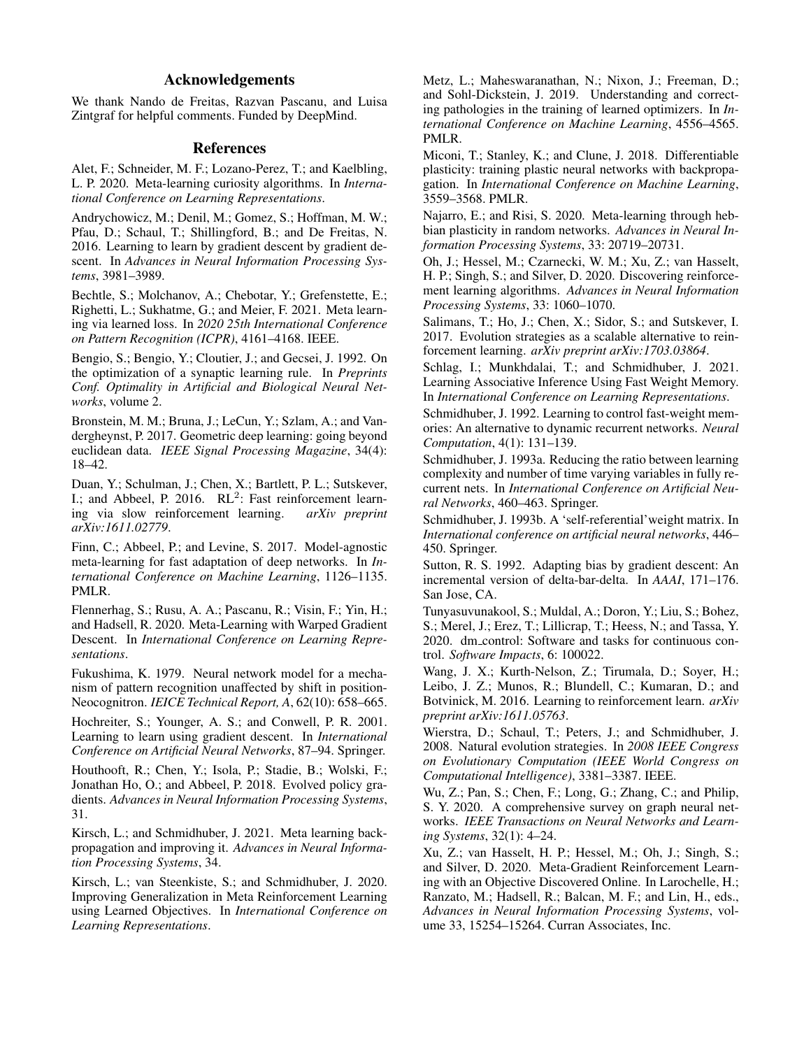## Acknowledgements

We thank Nando de Freitas, Razvan Pascanu, and Luisa Zintgraf for helpful comments. Funded by DeepMind.

## References

Alet, F.; Schneider, M. F.; Lozano-Perez, T.; and Kaelbling, L. P. 2020. Meta-learning curiosity algorithms. In *International Conference on Learning Representations*.

Andrychowicz, M.; Denil, M.; Gomez, S.; Hoffman, M. W.; Pfau, D.; Schaul, T.; Shillingford, B.; and De Freitas, N. 2016. Learning to learn by gradient descent by gradient descent. In *Advances in Neural Information Processing Systems*, 3981–3989.

Bechtle, S.; Molchanov, A.; Chebotar, Y.; Grefenstette, E.; Righetti, L.; Sukhatme, G.; and Meier, F. 2021. Meta learning via learned loss. In *2020 25th International Conference on Pattern Recognition (ICPR)*, 4161–4168. IEEE.

Bengio, S.; Bengio, Y.; Cloutier, J.; and Gecsei, J. 1992. On the optimization of a synaptic learning rule. In *Preprints Conf. Optimality in Artificial and Biological Neural Networks*, volume 2.

Bronstein, M. M.; Bruna, J.; LeCun, Y.; Szlam, A.; and Vandergheynst, P. 2017. Geometric deep learning: going beyond euclidean data. *IEEE Signal Processing Magazine*, 34(4): 18–42.

Duan, Y.; Schulman, J.; Chen, X.; Bartlett, P. L.; Sutskever, I.; and Abbeel, P. 2016. $RL^2$: Fast reinforcement learning via slow reinforcement learning. *arXiv preprint arXiv:1611.02779*.

Finn, C.; Abbeel, P.; and Levine, S. 2017. Model-agnostic meta-learning for fast adaptation of deep networks. In *International Conference on Machine Learning*, 1126–1135. PMLR.

Flennerhag, S.; Rusu, A. A.; Pascanu, R.; Visin, F.; Yin, H.; and Hadsell, R. 2020. Meta-Learning with Warped Gradient Descent. In *International Conference on Learning Representations*.

Fukushima, K. 1979. Neural network model for a mechanism of pattern recognition unaffected by shift in position-Neocognitron. *IEICE Technical Report, A*, 62(10): 658–665.

Hochreiter, S.; Younger, A. S.; and Conwell, P. R. 2001. Learning to learn using gradient descent. In *International Conference on Artificial Neural Networks*, 87–94. Springer.

Houthooft, R.; Chen, Y.; Isola, P.; Stadie, B.; Wolski, F.; Jonathan Ho, O.; and Abbeel, P. 2018. Evolved policy gradients. *Advances in Neural Information Processing Systems*, 31.

Kirsch, L.; and Schmidhuber, J. 2021. Meta learning backpropagation and improving it. *Advances in Neural Information Processing Systems*, 34.

Kirsch, L.; van Steenkiste, S.; and Schmidhuber, J. 2020. Improving Generalization in Meta Reinforcement Learning using Learned Objectives. In *International Conference on Learning Representations*.

Metz, L.; Maheswaranathan, N.; Nixon, J.; Freeman, D.; and Sohl-Dickstein, J. 2019. Understanding and correcting pathologies in the training of learned optimizers. In *International Conference on Machine Learning*, 4556–4565. PMLR.

Miconi, T.; Stanley, K.; and Clune, J. 2018. Differentiable plasticity: training plastic neural networks with backpropagation. In *International Conference on Machine Learning*, 3559–3568. PMLR.

Najarro, E.; and Risi, S. 2020. Meta-learning through hebbian plasticity in random networks. *Advances in Neural Information Processing Systems*, 33: 20719–20731.

Oh, J.; Hessel, M.; Czarnecki, W. M.; Xu, Z.; van Hasselt, H. P.; Singh, S.; and Silver, D. 2020. Discovering reinforcement learning algorithms. *Advances in Neural Information Processing Systems*, 33: 1060–1070.

Salimans, T.; Ho, J.; Chen, X.; Sidor, S.; and Sutskever, I. 2017. Evolution strategies as a scalable alternative to reinforcement learning. *arXiv preprint arXiv:1703.03864*.

Schlag, I.; Munkhdalai, T.; and Schmidhuber, J. 2021. Learning Associative Inference Using Fast Weight Memory. In *International Conference on Learning Representations*.

Schmidhuber, J. 1992. Learning to control fast-weight memories: An alternative to dynamic recurrent networks. *Neural Computation*, 4(1): 131–139.

Schmidhuber, J. 1993a. Reducing the ratio between learning complexity and number of time varying variables in fully recurrent nets. In *International Conference on Artificial Neural Networks*, 460–463. Springer.

Schmidhuber, J. 1993b. A 'self-referential'weight matrix. In *International conference on artificial neural networks*, 446–450. Springer.

Sutton, R. S. 1992. Adapting bias by gradient descent: An incremental version of delta-bar-delta. In *AAAI*, 171–176. San Jose, CA.

Tunyasuvunakool, S.; Muldal, A.; Doron, Y.; Liu, S.; Bohez, S.; Merel, J.; Erez, T.; Lillicrap, T.; Heess, N.; and Tassa, Y. 2020. dm_control: Software and tasks for continuous control. *Software Impacts*, 6: 100022.

Wang, J. X.; Kurth-Nelson, Z.; Tirumala, D.; Soyer, H.; Leibo, J. Z.; Munos, R.; Blundell, C.; Kumaran, D.; and Botvinick, M. 2016. Learning to reinforcement learn. *arXiv preprint arXiv:1611.05763*.

Wierstra, D.; Schaul, T.; Peters, J.; and Schmidhuber, J. 2008. Natural evolution strategies. In *2008 IEEE Congress on Evolutionary Computation (IEEE World Congress on Computational Intelligence)*, 3381–3387. IEEE.

Wu, Z.; Pan, S.; Chen, F.; Long, G.; Zhang, C.; and Philip, S. Y. 2020. A comprehensive survey on graph neural networks. *IEEE Transactions on Neural Networks and Learning Systems*, 32(1): 4–24.

Xu, Z.; van Hasselt, H. P.; Hessel, M.; Oh, J.; Singh, S.; and Silver, D. 2020. Meta-Gradient Reinforcement Learning with an Objective Discovered Online. In Larochelle, H.; Ranzato, M.; Hadsell, R.; Balcan, M. F.; and Lin, H., eds., *Advances in Neural Information Processing Systems*, volume 33, 15254–15264. Curran Associates, Inc.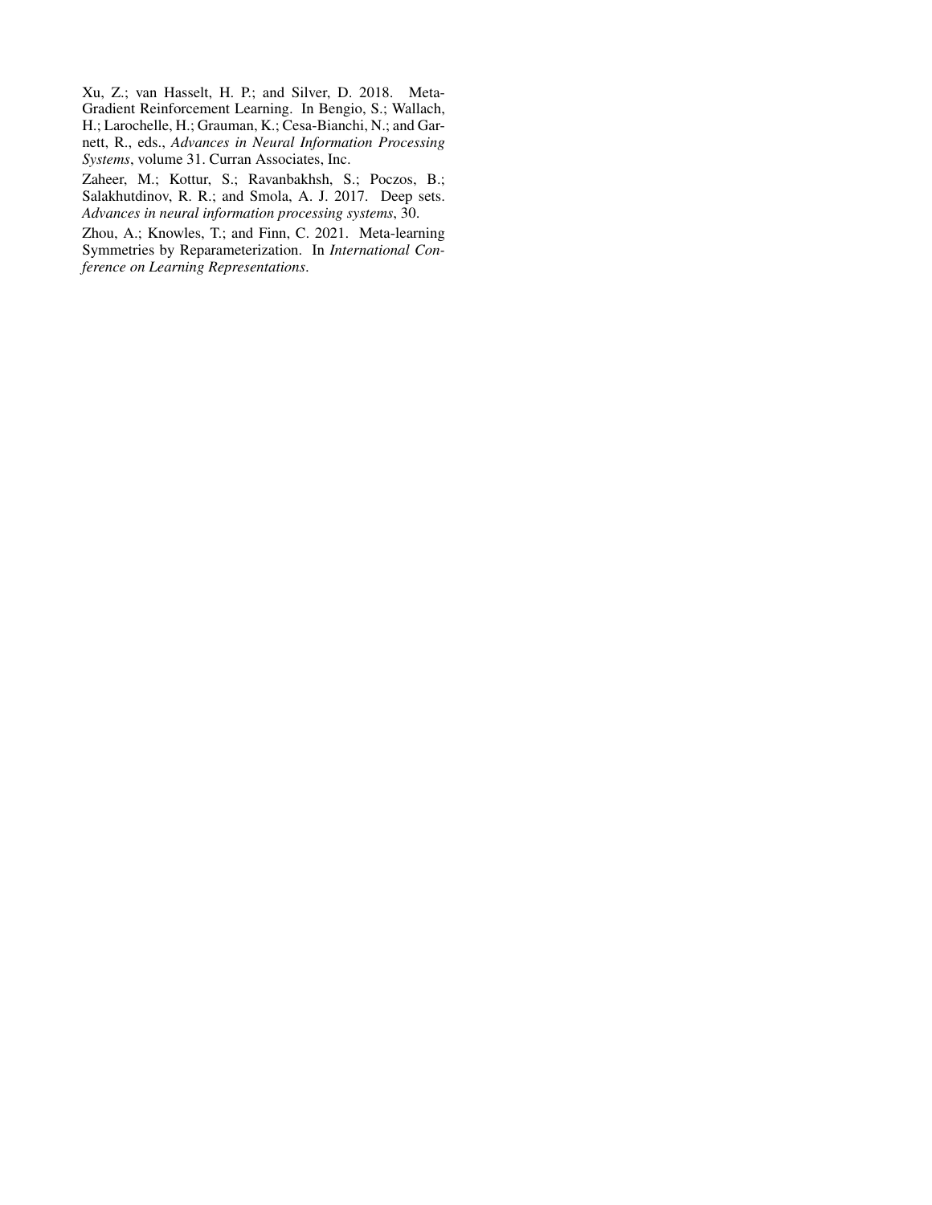Xu, Z.; van Hasselt, H. P.; and Silver, D. 2018. Meta-Gradient Reinforcement Learning. In Bengio, S.; Wallach, H.; Larochelle, H.; Grauman, K.; Cesa-Bianchi, N.; and Garnett, R., eds., *Advances in Neural Information Processing Systems*, volume 31. Curran Associates, Inc.

Zaheer, M.; Kottur, S.; Ravanbakhsh, S.; Poczos, B.; Salakhutdinov, R. R.; and Smola, A. J. 2017. Deep sets. *Advances in neural information processing systems*, 30.

Zhou, A.; Knowles, T.; and Finn, C. 2021. Meta-learning Symmetries by Reparameterization. In *International Conference on Learning Representations*.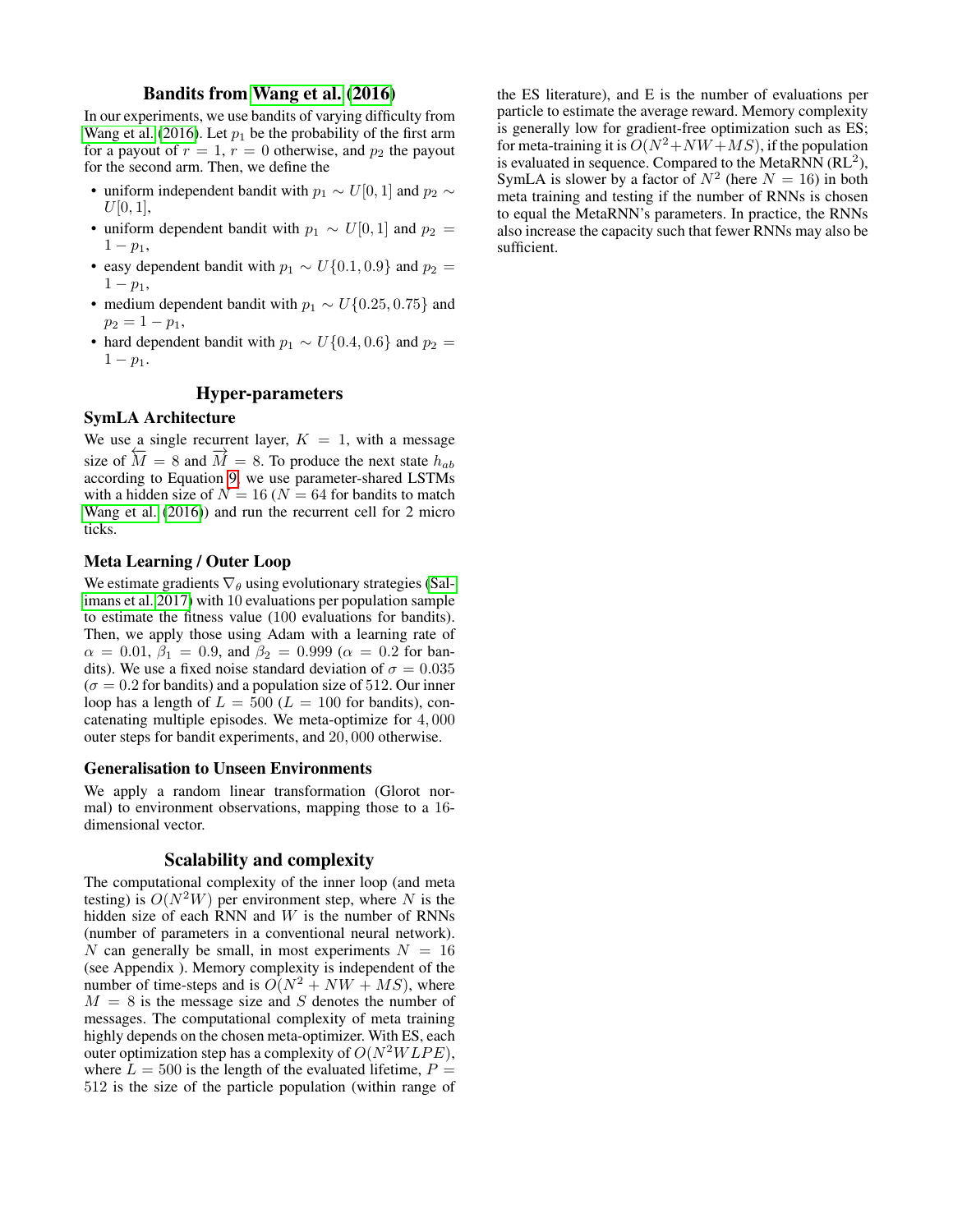## Bandits from Wang et al. (2016)

In our experiments, we use bandits of varying difficulty from Wang et al. (2016). Let $p_1$ be the probability of the first arm for a payout of $r = 1$, $r = 0$ otherwise, and $p_2$ the payout for the second arm. Then, we define the

- uniform independent bandit with $p_1 \sim U[0, 1]$ and $p_2 \sim U[0, 1]$,
- uniform dependent bandit with $p_1 \sim U[0, 1]$ and $p_2 = 1 - p_1$,
- easy dependent bandit with $p_1 \sim U\{0.1, 0.9\}$ and $p_2 = 1 - p_1$,
- medium dependent bandit with $p_1 \sim U\{0.25, 0.75\}$ and $p_2 = 1 - p_1$,
- hard dependent bandit with $p_1 \sim U\{0.4, 0.6\}$ and $p_2 = 1 - p_1$.

## Hyper-parameters

### SymLA Architecture

We use a single recurrent layer, $K = 1$, with a message size of $\overleftarrow{M} = 8$ and $\overrightarrow{M} = 8$. To produce the next state $h_{ab}$ according to Equation 9, we use parameter-shared LSTMs with a hidden size of $N = 16$ ($N = 64$ for bandits to match Wang et al. (2016)) and run the recurrent cell for 2 micro ticks.

### Meta Learning / Outer Loop

We estimate gradients $\nabla_\theta$ using evolutionary strategies (Salimans et al. 2017) with 10 evaluations per population sample to estimate the fitness value (100 evaluations for bandits). Then, we apply those using Adam with a learning rate of $\alpha = 0.01$, $\beta_1 = 0.9$, and $\beta_2 = 0.999$ ($\alpha = 0.2$ for bandits). We use a fixed noise standard deviation of $\sigma = 0.035$ ($\sigma = 0.2$ for bandits) and a population size of 512. Our inner loop has a length of $L = 500$ ($L = 100$ for bandits), concatenating multiple episodes. We meta-optimize for 4,000 outer steps for bandit experiments, and 20,000 otherwise.

### Generalisation to Unseen Environments

We apply a random linear transformation (Glorot normal) to environment observations, mapping those to a 16-dimensional vector.

## Scalability and complexity

The computational complexity of the inner loop (and meta testing) is $O(N^2W)$ per environment step, where $N$ is the hidden size of each RNN and $W$ is the number of RNNs (number of parameters in a conventional neural network). $N$ can generally be small, in most experiments $N = 16$ (see Appendix ). Memory complexity is independent of the number of time-steps and is $O(N^2 + NW + MS)$, where $M = 8$ is the message size and $S$ denotes the number of messages. The computational complexity of meta training highly depends on the chosen meta-optimizer. With ES, each outer optimization step has a complexity of $O(N^2WLPE)$, where $L = 500$ is the length of the evaluated lifetime, $P = 512$ is the size of the particle population (within range of the ES literature), and E is the number of evaluations per particle to estimate the average reward. Memory complexity is generally low for gradient-free optimization such as ES; for meta-training it is $O(N^2+NW+MS)$, if the population is evaluated in sequence. Compared to the MetaRNN ($RL^2$), SymLA is slower by a factor of $N^2$ (here $N = 16$) in both meta training and testing if the number of RNNs is chosen to equal the MetaRNN's parameters. In practice, the RNNs also increase the capacity such that fewer RNNs may also be sufficient.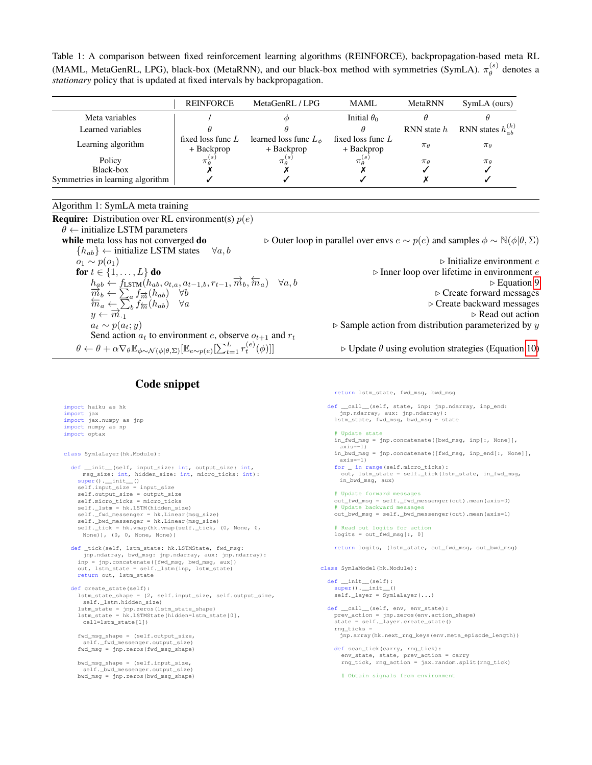Table 1: A comparison between fixed reinforcement learning algorithms (REINFORCE), backpropagation-based meta RL (MAML, MetaGenRL, LPG), black-box (MetaRNN), and our black-box method with symmetries (SymLA). $\pi_\theta^{(s)}$ denotes a *stationary* policy that is updated at fixed intervals by backpropagation.

| | REINFORCE | MetaGenRL / LPG | MAML | MetaRNN | SymLA (ours) |
|---|---|---|---|---|---|
| Meta variables | / | $\phi$ | Initial $\theta_0$ | $\theta$ | $\theta$ |
| Learned variables | $\theta$ | $\theta$ | $\theta$ | RNN state $h$ | RNN states $h_{ab}^{(k)}$ |
| Learning algorithm | fixed loss func $L$ + Backprop | learned loss func $L_\phi$ + Backprop | fixed loss func $L$ + Backprop | $\pi_\theta$ | $\pi_\theta$ |
| Policy | $\pi_\theta^{(s)}$ | $\pi_\theta^{(s)}$ | $\pi_\theta^{(s)}$ | $\pi_\theta$ | $\pi_\theta$ |
| Black-box | ✗ | ✗ | ✗ | ✓ | ✓ |
| Symmetries in learning algorithm | ✓ | ✓ | ✓ | ✗ | ✓ |

**Algorithm 1:** SymLA meta training

**Require:** Distribution over RL environment(s) $p(e)$

- $\theta \leftarrow$ initialize LSTM parameters
- **while** meta loss has not converged **do** ▷ Outer loop in parallel over envs $e \sim p(e)$ and samples $\phi \sim \mathbb{N}(\phi|\theta, \Sigma)$
  - $\{h_{ab}\} \leftarrow$ initialize LSTM states $\quad \forall a, b$
  - $o_1 \sim p(o_1)$ ▷ Initialize environment $e$
  - **for** $t \in \{1, \ldots, L\}$ **do** ▷ Inner loop over lifetime in environment $e$
    - $h_{ab} \leftarrow f_{\text{LSTM}}(h_{ab}, o_{t,a}, a_{t-1,b}, r_{t-1}, \overrightarrow{m}_b, \overleftarrow{m}_a) \quad \forall a, b$ ▷ Equation 9
    - $\overrightarrow{m}_b \leftarrow \sum_a f_{\overrightarrow{m}}(h_{ab}) \quad \forall b$ ▷ Create forward messages
    - $\overleftarrow{m}_a \leftarrow \sum_b f_{\overleftarrow{m}}(h_{ab}) \quad \forall a$ ▷ Create backward messages
    - $y \leftarrow \overrightarrow{m}_{\cdot 1}$ ▷ Read out action
    - $a_t \sim p(a_t; y)$ ▷ Sample action from distribution parameterized by $y$
    - Send action $a_t$ to environment $e$, observe $o_{t+1}$ and $r_t$
  - $\theta \leftarrow \theta + \alpha \nabla_\theta \mathbb{E}_{\phi \sim \mathcal{N}(\phi|\theta,\Sigma)}[\mathbb{E}_{e \sim p(e)}[\sum_{t=1}^{L} r_t^{(e)}(\phi)]]$ ▷ Update $\theta$ using evolution strategies (Equation 10)

## Code snippet

```python
import haiku as hk
import jax
import jax.numpy as jnp
import numpy as np
import optax


class SymlaLayer(hk.Module):

  def __init__(self, input_size: int, output_size: int,
      msg_size: int, hidden_size: int, micro_ticks: int):
    super().__init__()
    self.input_size = input_size
    self.output_size = output_size
    self.micro_ticks = micro_ticks
    self._lstm = hk.LSTM(hidden_size)
    self._fwd_messenger = hk.Linear(msg_size)
    self._bwd_messenger = hk.Linear(msg_size)
    self._tick = hk.vmap(hk.vmap(self._tick, (0, None, 0,
      None)), (0, 0, None, None))

  def _tick(self, lstm_state: hk.LSTMState, fwd_msg:
      jnp.ndarray, bwd_msg: jnp.ndarray, aux: jnp.ndarray):
    inp = jnp.concatenate([fwd_msg, bwd_msg, aux])
    out, lstm_state = self._lstm(inp, lstm_state)
    return out, lstm_state

  def create_state(self):
    lstm_state_shape = (2, self.input_size, self.output_size,
      self._lstm.hidden_size)
    lstm_state = jnp.zeros(lstm_state_shape)
    lstm_state = hk.LSTMState(hidden=lstm_state[0],
      cell=lstm_state[1])

    fwd_msg_shape = (self.output_size,
      self._fwd_messenger.output_size)
    fwd_msg = jnp.zeros(fwd_msg_shape)

    bwd_msg_shape = (self.input_size,
      self._bwd_messenger.output_size)
    bwd_msg = jnp.zeros(bwd_msg_shape)

    return lstm_state, fwd_msg, bwd_msg

  def __call__(self, state, inp: jnp.ndarray, inp_end:
      jnp.ndarray, aux: jnp.ndarray):
    lstm_state, fwd_msg, bwd_msg = state

    # Update state
    in_fwd_msg = jnp.concatenate([bwd_msg, inp[:, None]],
      axis=-1)
    in_bwd_msg = jnp.concatenate([fwd_msg, inp_end[:, None]],
      axis=-1)
    for _ in range(self.micro_ticks):
      out, lstm_state = self._tick(lstm_state, in_fwd_msg,
      in_bwd_msg, aux)

    # Update forward messages
    out_fwd_msg = self._fwd_messenger(out).mean(axis=0)
    # Update backward messages
    out_bwd_msg = self._bwd_messenger(out).mean(axis=1)

    # Read out logits for action
    logits = out_fwd_msg[:, 0]

    return logits, (lstm_state, out_fwd_msg, out_bwd_msg)


class SymlaModel(hk.Module):

  def __init__(self):
    super().__init__()
    self._layer = SymlaLayer(...)

  def __call__(self, env, env_state):
    prev_action = jnp.zeros(env.action_shape)
    state = self._layer.create_state()
    rng_ticks =
      jnp.array(hk.next_rng_keys(env.meta_episode_length))

    def scan_tick(carry, rng_tick):
      env_state, state, prev_action = carry
      rng_tick, rng_action = jax.random.split(rng_tick)

      # Obtain signals from environment
```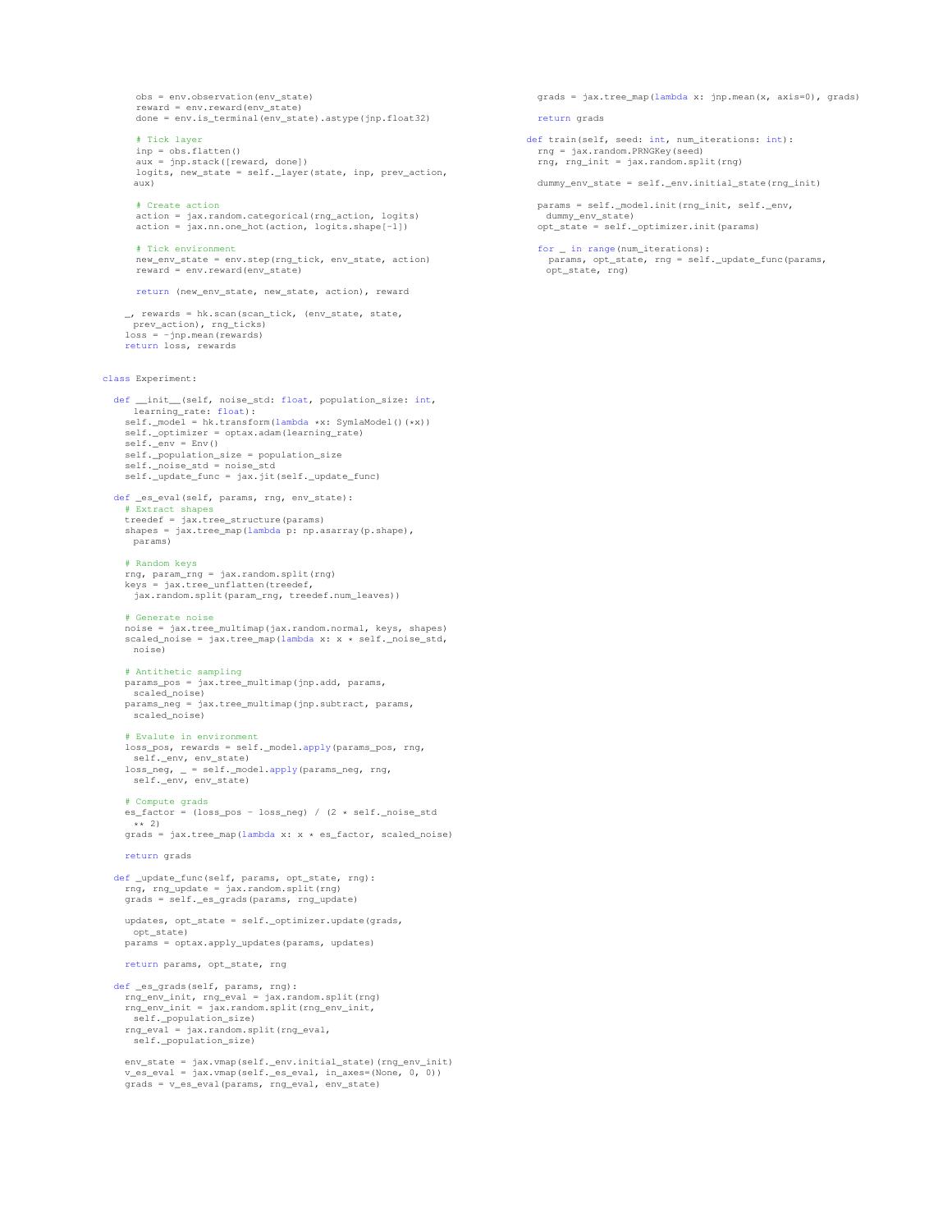```python
      obs = env.observation(env_state)
      reward = env.reward(env_state)
      done = env.is_terminal(env_state).astype(jnp.float32)

      # Tick layer
      inp = obs.flatten()
      aux = jnp.stack([reward, done])
      logits, new_state = self._layer(state, inp, prev_action,
        aux)

      # Create action
      action = jax.random.categorical(rng_action, logits)
      action = jax.nn.one_hot(action, logits.shape[-1])

      # Tick environment
      new_env_state = env.step(rng_tick, env_state, action)
      reward = env.reward(env_state)

      return (new_env_state, new_state, action), reward

    _, rewards = hk.scan(scan_tick, (env_state, state,
      prev_action), rng_ticks)
    loss = -jnp.mean(rewards)
    return loss, rewards


class Experiment:

  def __init__(self, noise_std: float, population_size: int,
      learning_rate: float):
    self._model = hk.transform(lambda *x: SymlaModel()(*x))
    self._optimizer = optax.adam(learning_rate)
    self._env = Env()
    self._population_size = population_size
    self._noise_std = noise_std
    self._update_func = jax.jit(self._update_func)

  def _es_eval(self, params, rng, env_state):
    # Extract shapes
    treedef = jax.tree_structure(params)
    shapes = jax.tree_map(lambda p: np.asarray(p.shape),
      params)

    # Random keys
    rng, param_rng = jax.random.split(rng)
    keys = jax.tree_unflatten(treedef,
      jax.random.split(param_rng, treedef.num_leaves))

    # Generate noise
    noise = jax.tree_multimap(jax.random.normal, keys, shapes)
    scaled_noise = jax.tree_map(lambda x: x * self._noise_std,
      noise)

    # Antithetic sampling
    params_pos = jax.tree_multimap(jnp.add, params,
      scaled_noise)
    params_neg = jax.tree_multimap(jnp.subtract, params,
      scaled_noise)

    # Evalute in environment
    loss_pos, rewards = self._model.apply(params_pos, rng,
      self._env, env_state)
    loss_neg, _ = self._model.apply(params_neg, rng,
      self._env, env_state)

    # Compute grads
    es_factor = (loss_pos - loss_neg) / (2 * self._noise_std
      ** 2)
    grads = jax.tree_map(lambda x: x * es_factor, scaled_noise)

    return grads

  def _update_func(self, params, opt_state, rng):
    rng, rng_update = jax.random.split(rng)
    grads = self._es_grads(params, rng_update)

    updates, opt_state = self._optimizer.update(grads,
      opt_state)
    params = optax.apply_updates(params, updates)

    return params, opt_state, rng

  def _es_grads(self, params, rng):
    rng_env_init, rng_eval = jax.random.split(rng)
    rng_env_init = jax.random.split(rng_env_init,
      self._population_size)
    rng_eval = jax.random.split(rng_eval,
      self._population_size)

    env_state = jax.vmap(self._env.initial_state)(rng_env_init)
    v_es_eval = jax.vmap(self._es_eval, in_axes=(None, 0, 0))
    grads = v_es_eval(params, rng_eval, env_state)
    grads = jax.tree_map(lambda x: jnp.mean(x, axis=0), grads)

    return grads

  def train(self, seed: int, num_iterations: int):
    rng = jax.random.PRNGKey(seed)
    rng, rng_init = jax.random.split(rng)

    dummy_env_state = self._env.initial_state(rng_init)

    params = self._model.init(rng_init, self._env,
      dummy_env_state)
    opt_state = self._optimizer.init(params)

    for _ in range(num_iterations):
      params, opt_state, rng = self._update_func(params,
      opt_state, rng)
```